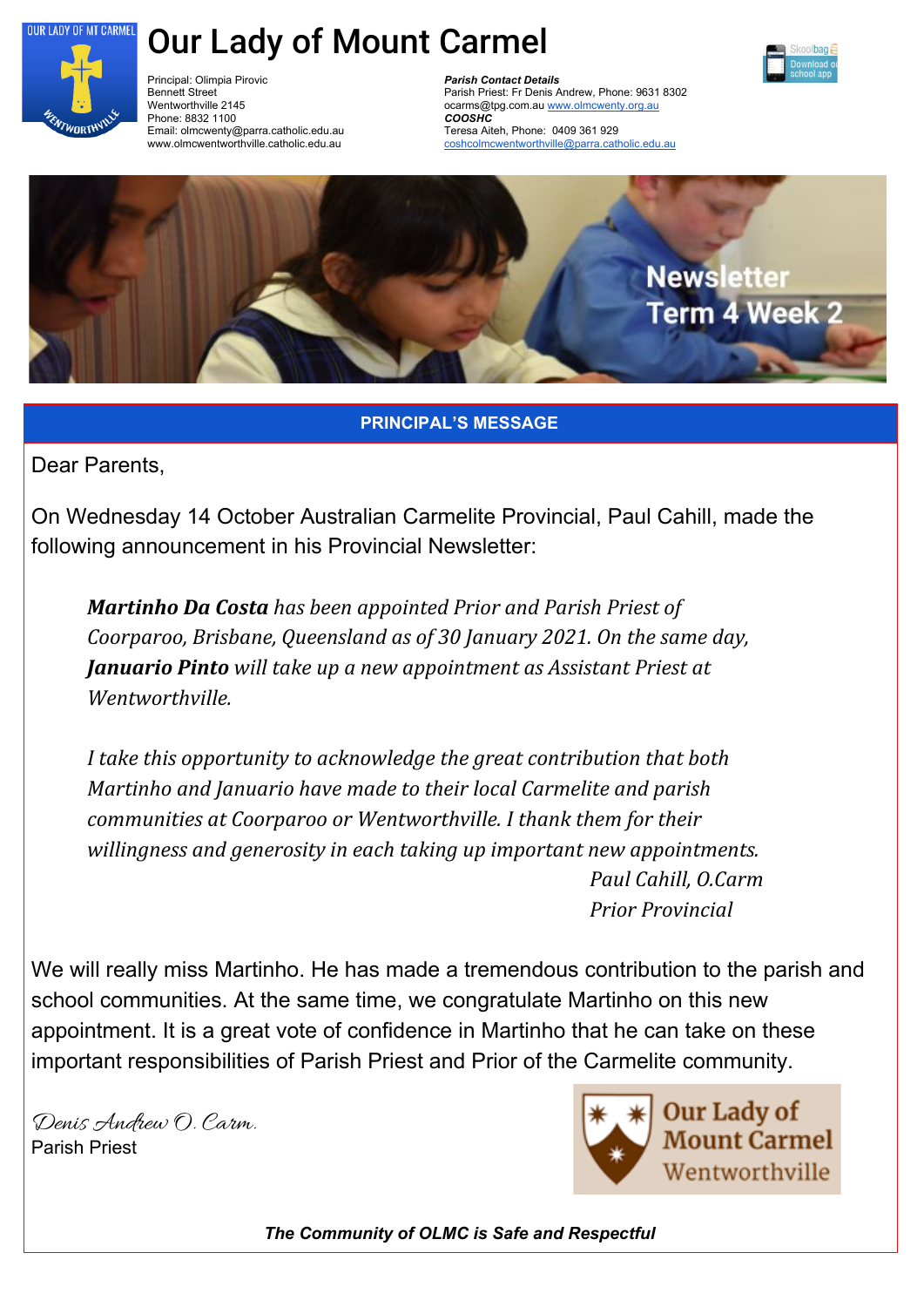# Our Lady of Mount Carmel

Principal: Olimpia Pirovic
Bennett Street
Wentworthville 2145
Phone: 8832 1100
Email: olmcwenty@parra.catholic.edu.au
www.olmcwentworthville.catholic.edu.au

***Parish Contact Details***
Parish Priest: Fr Denis Andrew, Phone: 9631 8302
ocarms@tpg.com.au www.olmcwenty.org.au
***COOSHC***
Teresa Aiteh, Phone: 0409 361 929
coshcolmcwentworthville@parra.catholic.edu.au

Newsletter
Term 4 Week 2

## PRINCIPAL'S MESSAGE

Dear Parents,

On Wednesday 14 October Australian Carmelite Provincial, Paul Cahill, made the following announcement in his Provincial Newsletter:

> ***Martinho Da Costa*** *has been appointed Prior and Parish Priest of Coorparoo, Brisbane, Queensland as of 30 January 2021. On the same day,* ***Januario Pinto*** *will take up a new appointment as Assistant Priest at Wentworthville.*
>
> *I take this opportunity to acknowledge the great contribution that both Martinho and Januario have made to their local Carmelite and parish communities at Coorparoo or Wentworthville. I thank them for their willingness and generosity in each taking up important new appointments.*
>
> *Paul Cahill, O.Carm*
> *Prior Provincial*

We will really miss Martinho. He has made a tremendous contribution to the parish and school communities. At the same time, we congratulate Martinho on this new appointment. It is a great vote of confidence in Martinho that he can take on these important responsibilities of Parish Priest and Prior of the Carmelite community.

Denis Andrew O. Carm.
Parish Priest

Our Lady of Mount Carmel Wentworthville

***The Community of OLMC is Safe and Respectful***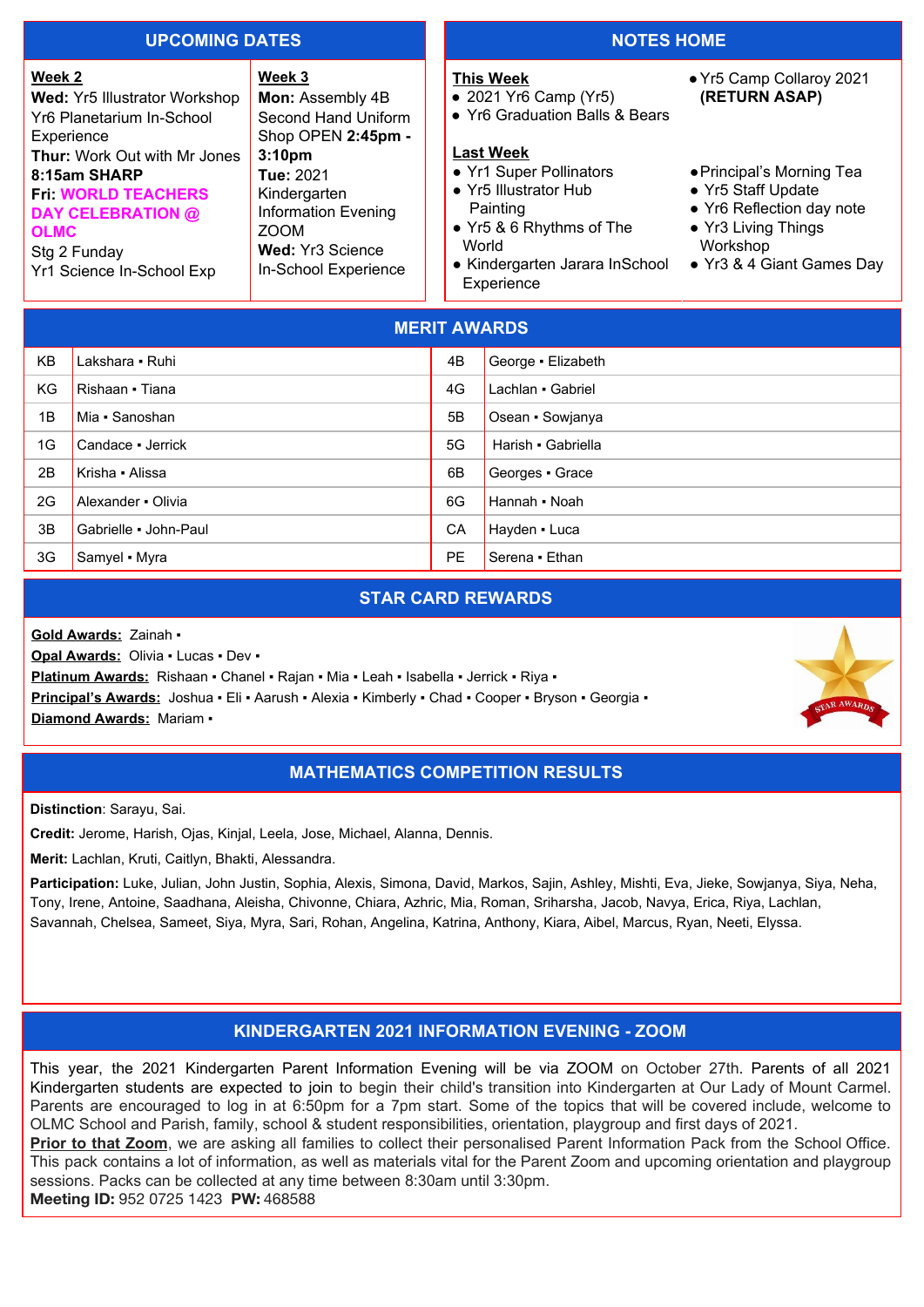## UPCOMING DATES

**Week 2**
**Wed:** Yr5 Illustrator Workshop
Yr6 Planetarium In-School Experience
**Thur:** Work Out with Mr Jones **8:15am SHARP**
**Fri: WORLD TEACHERS DAY CELEBRATION @ OLMC**
Stg 2 Funday
Yr1 Science In-School Exp

**Week 3**
**Mon:** Assembly 4B
Second Hand Uniform Shop OPEN **2:45pm - 3:10pm**
**Tue:** 2021 Kindergarten Information Evening ZOOM
**Wed:** Yr3 Science In-School Experience

## NOTES HOME

**This Week**
- 2021 Yr6 Camp (Yr5)
- Yr6 Graduation Balls & Bears
- Yr5 Camp Collaroy 2021 **(RETURN ASAP)**

**Last Week**
- Yr1 Super Pollinators
- Yr5 Illustrator Hub Painting
- Yr5 & 6 Rhythms of The World
- Kindergarten Jarara InSchool Experience
- Principal's Morning Tea
- Yr5 Staff Update
- Yr6 Reflection day note
- Yr3 Living Things Workshop
- Yr3 & 4 Giant Games Day

## MERIT AWARDS

| | | | |
|---|---|---|---|
| KB | Lakshara ▪ Ruhi | 4B | George ▪ Elizabeth |
| KG | Rishaan ▪ Tiana | 4G | Lachlan ▪ Gabriel |
| 1B | Mia ▪ Sanoshan | 5B | Osean ▪ Sowjanya |
| 1G | Candace ▪ Jerrick | 5G | Harish ▪ Gabriella |
| 2B | Krisha ▪ Alissa | 6B | Georges ▪ Grace |
| 2G | Alexander ▪ Olivia | 6G | Hannah ▪ Noah |
| 3B | Gabrielle ▪ John-Paul | CA | Hayden ▪ Luca |
| 3G | Samyel ▪ Myra | PE | Serena ▪ Ethan |

## STAR CARD REWARDS

**Gold Awards:** Zainah ▪
**Opal Awards:** Olivia ▪ Lucas ▪ Dev ▪
**Platinum Awards:** Rishaan ▪ Chanel ▪ Rajan ▪ Mia ▪ Leah ▪ Isabella ▪ Jerrick ▪ Riya ▪
**Principal's Awards:** Joshua ▪ Eli ▪ Aarush ▪ Alexia ▪ Kimberly ▪ Chad ▪ Cooper ▪ Bryson ▪ Georgia ▪
**Diamond Awards:** Mariam ▪

## MATHEMATICS COMPETITION RESULTS

**Distinction**: Sarayu, Sai.

**Credit:** Jerome, Harish, Ojas, Kinjal, Leela, Jose, Michael, Alanna, Dennis.

**Merit:** Lachlan, Kruti, Caitlyn, Bhakti, Alessandra.

**Participation:** Luke, Julian, John Justin, Sophia, Alexis, Simona, David, Markos, Sajin, Ashley, Mishti, Eva, Jieke, Sowjanya, Siya, Neha, Tony, Irene, Antoine, Saadhana, Aleisha, Chivonne, Chiara, Azhric, Mia, Roman, Sriharsha, Jacob, Navya, Erica, Riya, Lachlan, Savannah, Chelsea, Sameet, Siya, Myra, Sari, Rohan, Angelina, Katrina, Anthony, Kiara, Aibel, Marcus, Ryan, Neeti, Elyssa.

## KINDERGARTEN 2021 INFORMATION EVENING - ZOOM

This year, the 2021 Kindergarten Parent Information Evening will be via ZOOM on October 27th. Parents of all 2021 Kindergarten students are expected to join to begin their child's transition into Kindergarten at Our Lady of Mount Carmel. Parents are encouraged to log in at 6:50pm for a 7pm start. Some of the topics that will be covered include, welcome to OLMC School and Parish, family, school & student responsibilities, orientation, playgroup and first days of 2021.

**Prior to that Zoom**, we are asking all families to collect their personalised Parent Information Pack from the School Office. This pack contains a lot of information, as well as materials vital for the Parent Zoom and upcoming orientation and playgroup sessions. Packs can be collected at any time between 8:30am until 3:30pm.

**Meeting ID:** 952 0725 1423 **PW:** 468588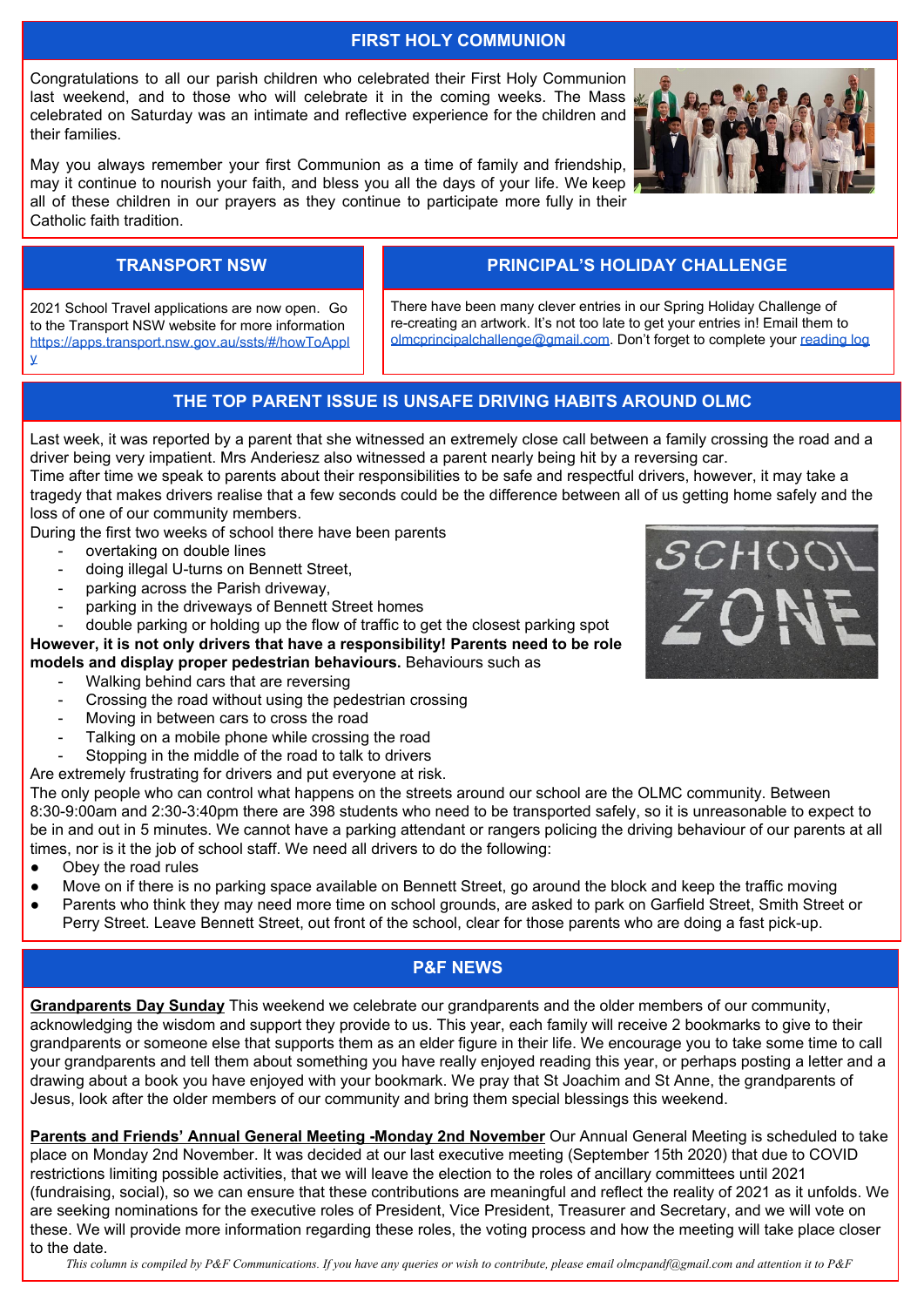## FIRST HOLY COMMUNION

Congratulations to all our parish children who celebrated their First Holy Communion last weekend, and to those who will celebrate it in the coming weeks. The Mass celebrated on Saturday was an intimate and reflective experience for the children and their families.

May you always remember your first Communion as a time of family and friendship, may it continue to nourish your faith, and bless you all the days of your life. We keep all of these children in our prayers as they continue to participate more fully in their Catholic faith tradition.

## TRANSPORT NSW

2021 School Travel applications are now open. Go to the Transport NSW website for more information https://apps.transport.nsw.gov.au/ssts/#/howToApply

## PRINCIPAL'S HOLIDAY CHALLENGE

There have been many clever entries in our Spring Holiday Challenge of re-creating an artwork. It's not too late to get your entries in! Email them to olmcprincipalchallenge@gmail.com. Don't forget to complete your reading log

## THE TOP PARENT ISSUE IS UNSAFE DRIVING HABITS AROUND OLMC

Last week, it was reported by a parent that she witnessed an extremely close call between a family crossing the road and a driver being very impatient. Mrs Anderiesz also witnessed a parent nearly being hit by a reversing car.
Time after time we speak to parents about their responsibilities to be safe and respectful drivers, however, it may take a tragedy that makes drivers realise that a few seconds could be the difference between all of us getting home safely and the loss of one of our community members.
During the first two weeks of school there have been parents

- overtaking on double lines
- doing illegal U-turns on Bennett Street,
- parking across the Parish driveway,
- parking in the driveways of Bennett Street homes
- double parking or holding up the flow of traffic to get the closest parking spot

**However, it is not only drivers that have a responsibility! Parents need to be role models and display proper pedestrian behaviours.** Behaviours such as

- Walking behind cars that are reversing
- Crossing the road without using the pedestrian crossing
- Moving in between cars to cross the road
- Talking on a mobile phone while crossing the road
- Stopping in the middle of the road to talk to drivers

Are extremely frustrating for drivers and put everyone at risk.
The only people who can control what happens on the streets around our school are the OLMC community. Between 8:30-9:00am and 2:30-3:40pm there are 398 students who need to be transported safely, so it is unreasonable to expect to be in and out in 5 minutes. We cannot have a parking attendant or rangers policing the driving behaviour of our parents at all times, nor is it the job of school staff. We need all drivers to do the following:

- Obey the road rules
- Move on if there is no parking space available on Bennett Street, go around the block and keep the traffic moving
- Parents who think they may need more time on school grounds, are asked to park on Garfield Street, Smith Street or Perry Street. Leave Bennett Street, out front of the school, clear for those parents who are doing a fast pick-up.

## P&F NEWS

**Grandparents Day Sunday** This weekend we celebrate our grandparents and the older members of our community, acknowledging the wisdom and support they provide to us. This year, each family will receive 2 bookmarks to give to their grandparents or someone else that supports them as an elder figure in their life. We encourage you to take some time to call your grandparents and tell them about something you have really enjoyed reading this year, or perhaps posting a letter and a drawing about a book you have enjoyed with your bookmark. We pray that St Joachim and St Anne, the grandparents of Jesus, look after the older members of our community and bring them special blessings this weekend.

**Parents and Friends' Annual General Meeting -Monday 2nd November** Our Annual General Meeting is scheduled to take place on Monday 2nd November. It was decided at our last executive meeting (September 15th 2020) that due to COVID restrictions limiting possible activities, that we will leave the election to the roles of ancillary committees until 2021 (fundraising, social), so we can ensure that these contributions are meaningful and reflect the reality of 2021 as it unfolds. We are seeking nominations for the executive roles of President, Vice President, Treasurer and Secretary, and we will vote on these. We will provide more information regarding these roles, the voting process and how the meeting will take place closer to the date.

*This column is compiled by P&F Communications. If you have any queries or wish to contribute, please email olmcpandf@gmail.com and attention it to P&F*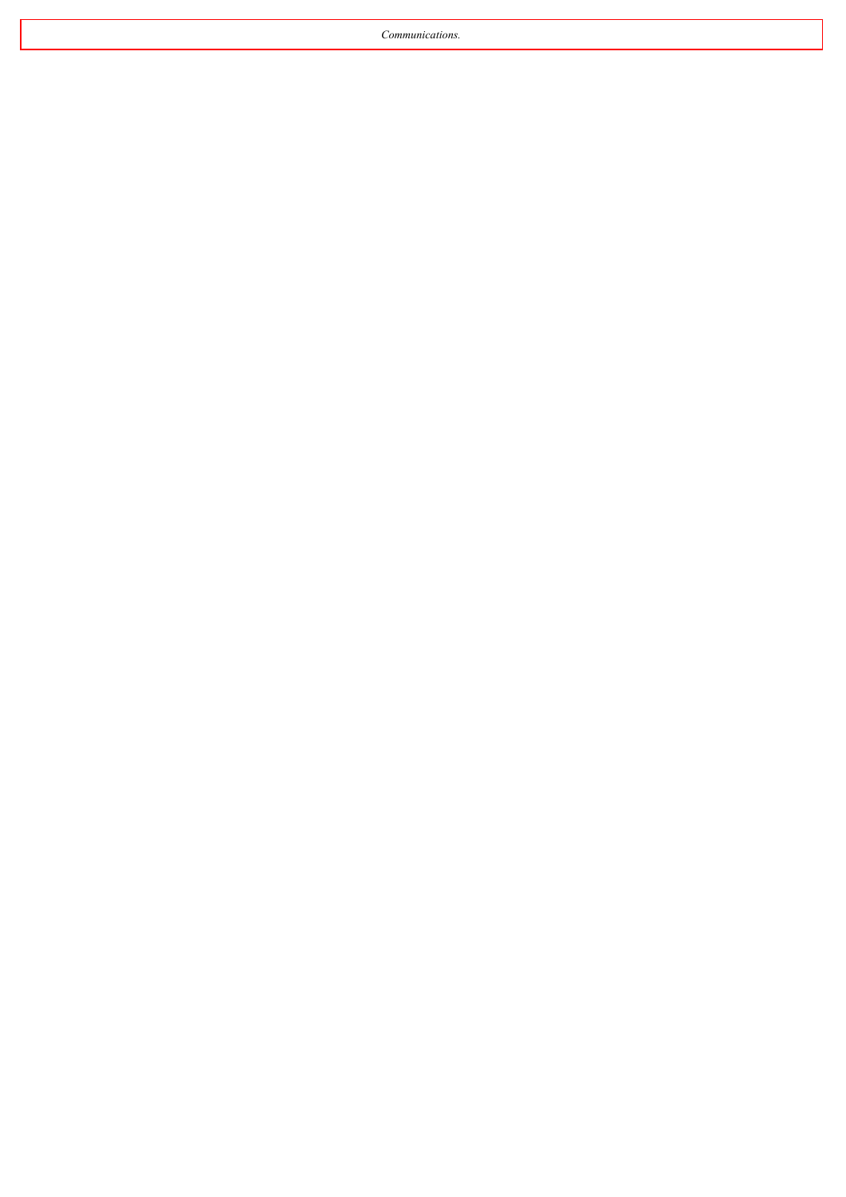*Communications.*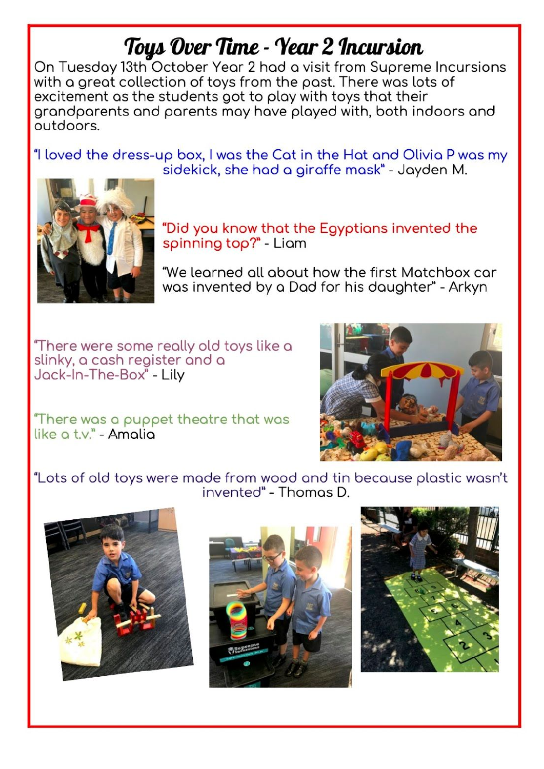# Toys Over Time - Year 2 Incursion

On Tuesday 13th October Year 2 had a visit from Supreme Incursions with a great collection of toys from the past. There was lots of excitement as the students got to play with toys that their grandparents and parents may have played with, both indoors and outdoors.

"I loved the dress-up box, I was the Cat in the Hat and Olivia P was my sidekick, she had a giraffe mask" - Jayden M.

"Did you know that the Egyptians invented the spinning top?" - Liam

"We learned all about how the first Matchbox car was invented by a Dad for his daughter" - Arkyn

"There were some really old toys like a slinky, a cash register and a Jack-In-The-Box" - Lily

"There was a puppet theatre that was like a t.v." - Amalia

"Lots of old toys were made from wood and tin because plastic wasn't invented" - Thomas D.